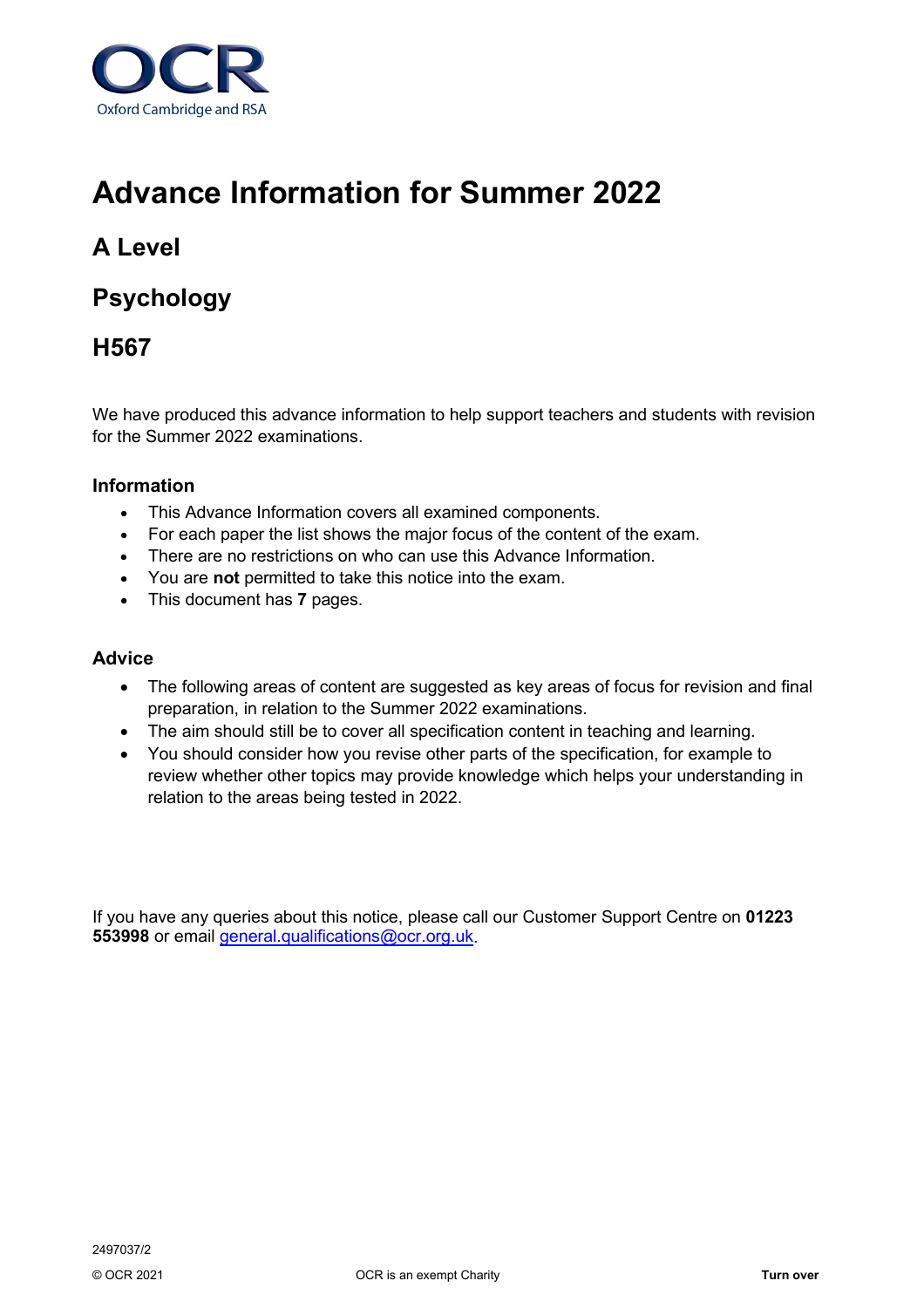OCR
Oxford Cambridge and RSA

# Advance Information for Summer 2022

## A Level

## Psychology

## H567

We have produced this advance information to help support teachers and students with revision for the Summer 2022 examinations.

### Information

- This Advance Information covers all examined components.
- For each paper the list shows the major focus of the content of the exam.
- There are no restrictions on who can use this Advance Information.
- You are **not** permitted to take this notice into the exam.
- This document has **7** pages.

### Advice

- The following areas of content are suggested as key areas of focus for revision and final preparation, in relation to the Summer 2022 examinations.
- The aim should still be to cover all specification content in teaching and learning.
- You should consider how you revise other parts of the specification, for example to review whether other topics may provide knowledge which helps your understanding in relation to the areas being tested in 2022.

If you have any queries about this notice, please call our Customer Support Centre on **01223 553998** or email general.qualifications@ocr.org.uk.

2497037/2

© OCR 2021 OCR is an exempt Charity **Turn over**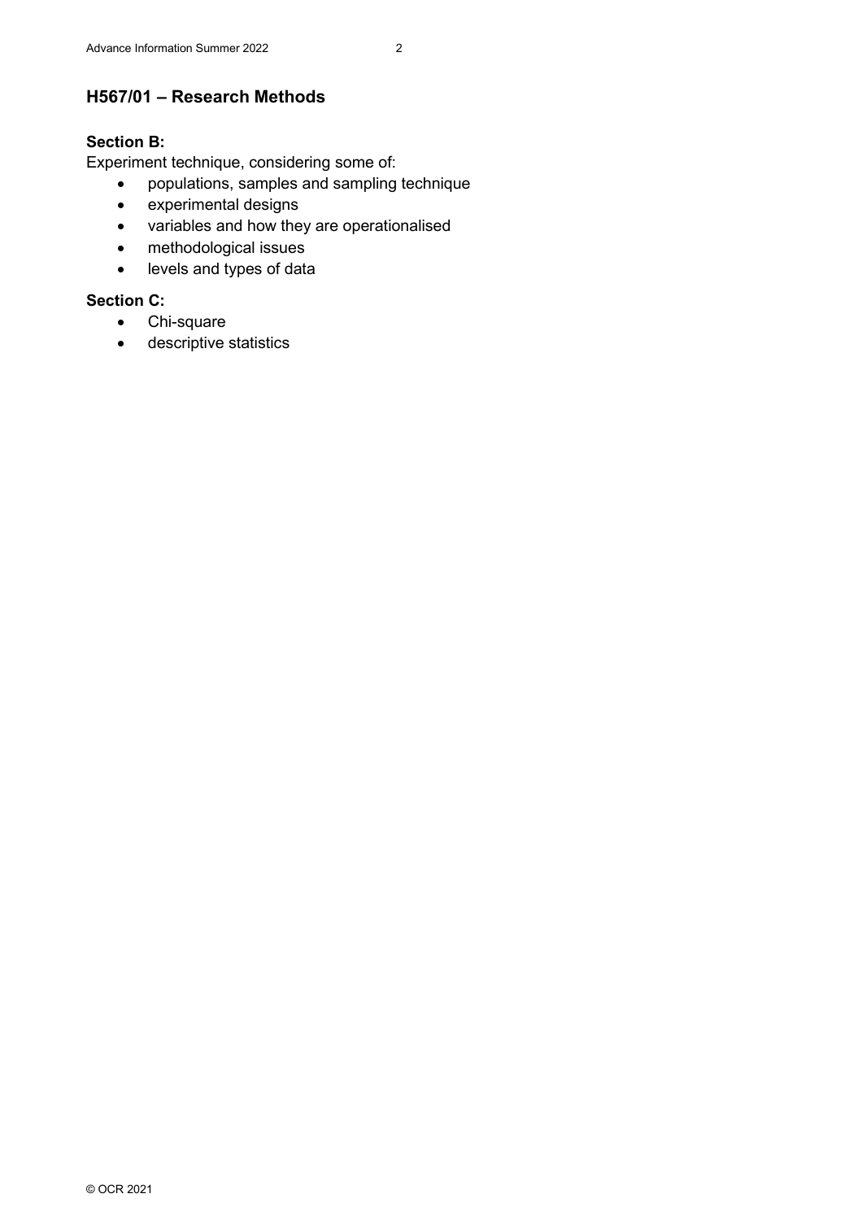## H567/01 – Research Methods

**Section B:**

Experiment technique, considering some of:

- populations, samples and sampling technique
- experimental designs
- variables and how they are operationalised
- methodological issues
- levels and types of data

**Section C:**

- Chi-square
- descriptive statistics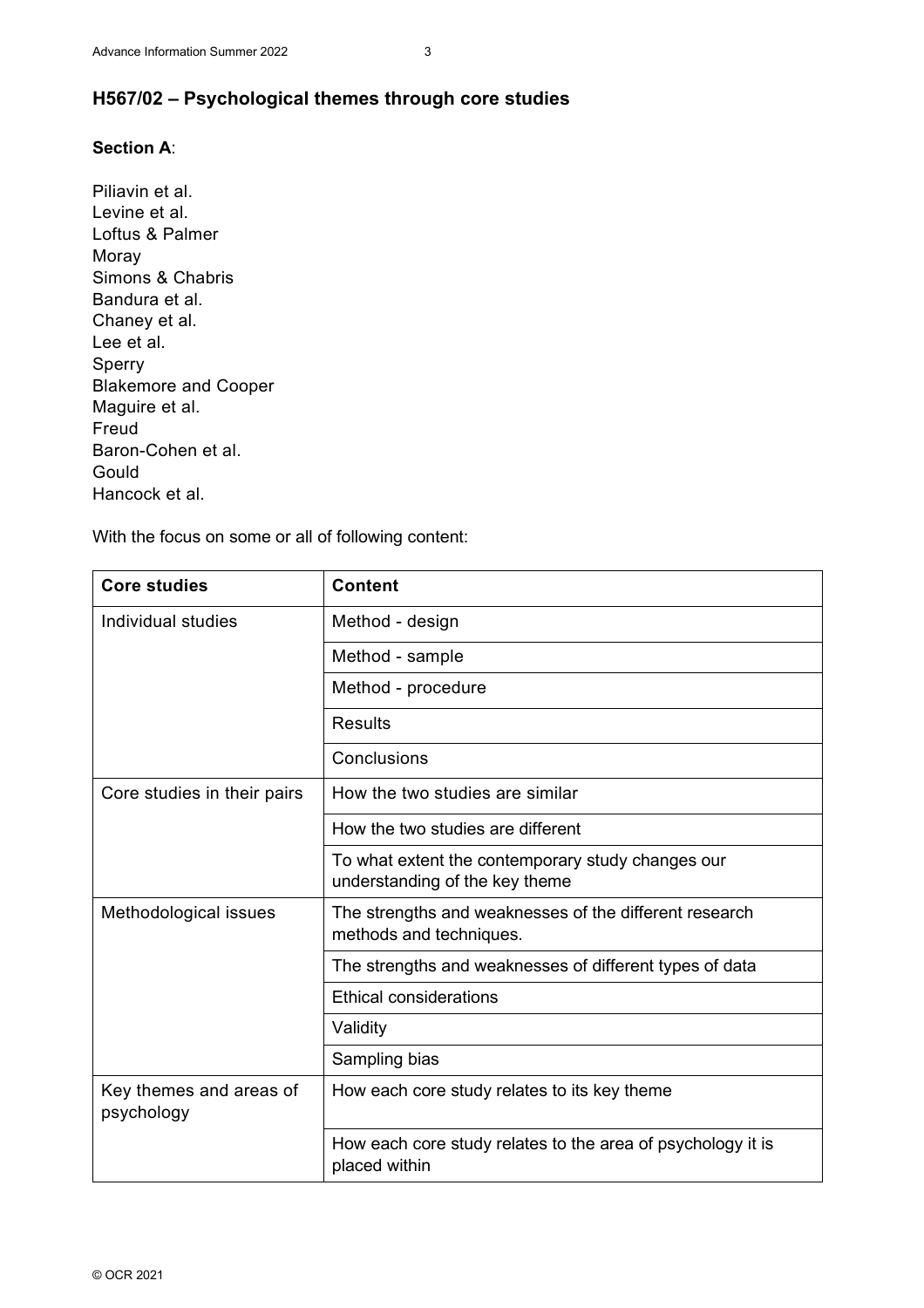## H567/02 – Psychological themes through core studies

**Section A**:

Piliavin et al.
Levine et al.
Loftus & Palmer
Moray
Simons & Chabris
Bandura et al.
Chaney et al.
Lee et al.
Sperry
Blakemore and Cooper
Maguire et al.
Freud
Baron-Cohen et al.
Gould
Hancock et al.

With the focus on some or all of following content:

| Core studies | Content |
|---|---|
| Individual studies | Method - design |
| | Method - sample |
| | Method - procedure |
| | Results |
| | Conclusions |
| Core studies in their pairs | How the two studies are similar |
| | How the two studies are different |
| | To what extent the contemporary study changes our understanding of the key theme |
| Methodological issues | The strengths and weaknesses of the different research methods and techniques. |
| | The strengths and weaknesses of different types of data |
| | Ethical considerations |
| | Validity |
| | Sampling bias |
| Key themes and areas of psychology | How each core study relates to its key theme |
| | How each core study relates to the area of psychology it is placed within |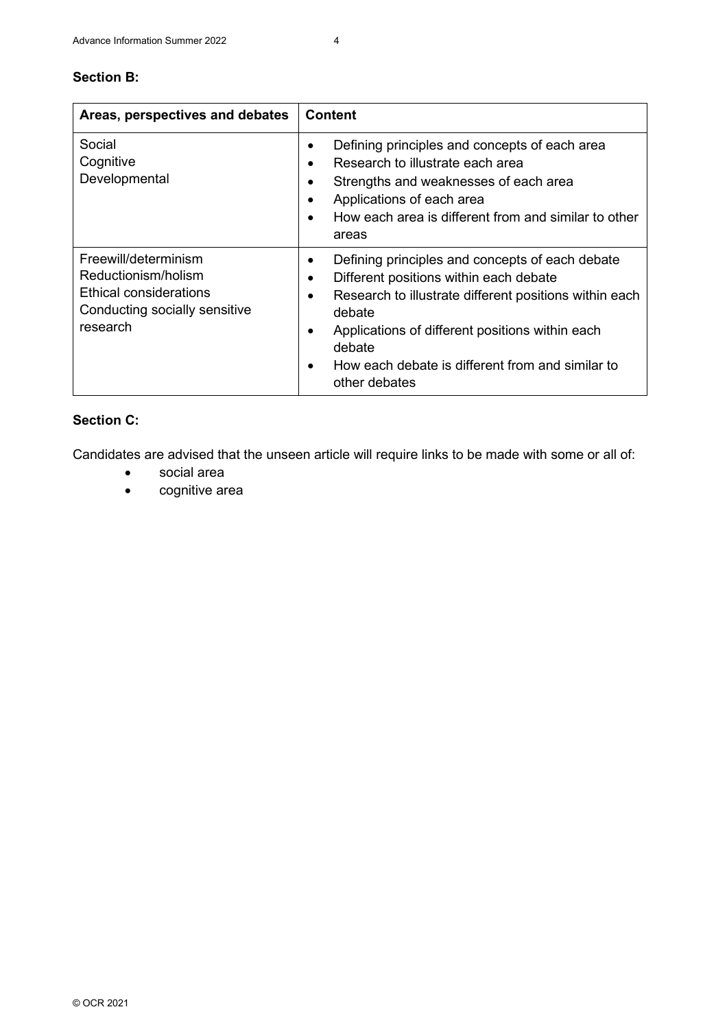**Section B:**

| Areas, perspectives and debates | Content |
|---|---|
| Social<br>Cognitive<br>Developmental | • Defining principles and concepts of each area<br>• Research to illustrate each area<br>• Strengths and weaknesses of each area<br>• Applications of each area<br>• How each area is different from and similar to other areas |
| Freewill/determinism<br>Reductionism/holism<br>Ethical considerations<br>Conducting socially sensitive research | • Defining principles and concepts of each debate<br>• Different positions within each debate<br>• Research to illustrate different positions within each debate<br>• Applications of different positions within each debate<br>• How each debate is different from and similar to other debates |

**Section C:**

Candidates are advised that the unseen article will require links to be made with some or all of:

- social area
- cognitive area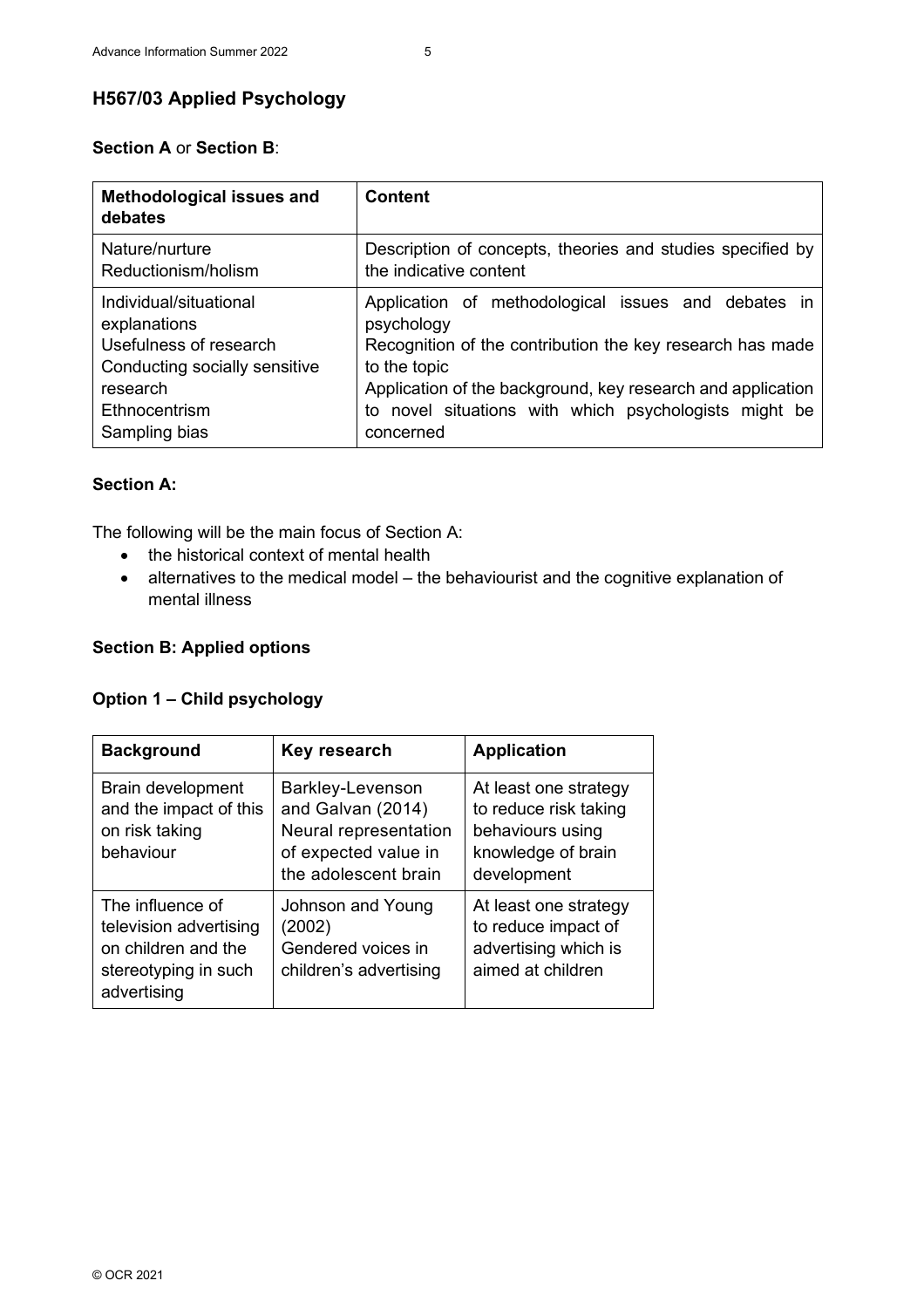## H567/03 Applied Psychology

**Section A** or **Section B**:

| **Methodological issues and debates** | **Content** |
|---|---|
| Nature/nurture<br>Reductionism/holism | Description of concepts, theories and studies specified by the indicative content |
| Individual/situational explanations<br>Usefulness of research<br>Conducting socially sensitive research<br>Ethnocentrism<br>Sampling bias | Application of methodological issues and debates in psychology<br>Recognition of the contribution the key research has made to the topic<br>Application of the background, key research and application to novel situations with which psychologists might be concerned |

### Section A:

The following will be the main focus of Section A:

- the historical context of mental health
- alternatives to the medical model – the behaviourist and the cognitive explanation of mental illness

### Section B: Applied options

### Option 1 – Child psychology

| **Background** | **Key research** | **Application** |
|---|---|---|
| Brain development and the impact of this on risk taking behaviour | Barkley-Levenson and Galvan (2014) Neural representation of expected value in the adolescent brain | At least one strategy to reduce risk taking behaviours using knowledge of brain development |
| The influence of television advertising on children and the stereotyping in such advertising | Johnson and Young (2002) Gendered voices in children's advertising | At least one strategy to reduce impact of advertising which is aimed at children |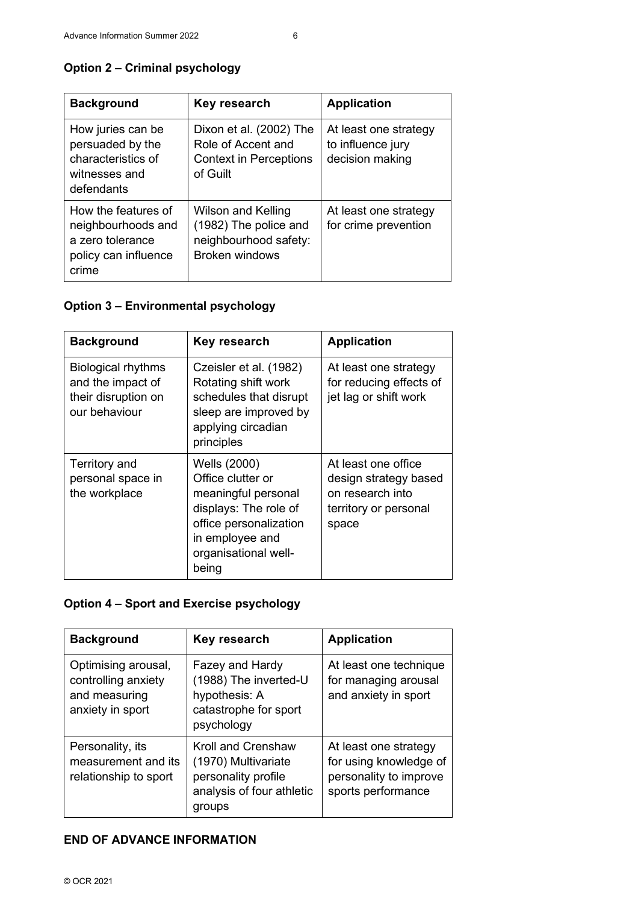**Option 2 – Criminal psychology**

| Background | Key research | Application |
| --- | --- | --- |
| How juries can be persuaded by the characteristics of witnesses and defendants | Dixon et al. (2002) The Role of Accent and Context in Perceptions of Guilt | At least one strategy to influence jury decision making |
| How the features of neighbourhoods and a zero tolerance policy can influence crime | Wilson and Kelling (1982) The police and neighbourhood safety: Broken windows | At least one strategy for crime prevention |

**Option 3 – Environmental psychology**

| Background | Key research | Application |
| --- | --- | --- |
| Biological rhythms and the impact of their disruption on our behaviour | Czeisler et al. (1982) Rotating shift work schedules that disrupt sleep are improved by applying circadian principles | At least one strategy for reducing effects of jet lag or shift work |
| Territory and personal space in the workplace | Wells (2000) Office clutter or meaningful personal displays: The role of office personalization in employee and organisational well-being | At least one office design strategy based on research into territory or personal space |

**Option 4 – Sport and Exercise psychology**

| Background | Key research | Application |
| --- | --- | --- |
| Optimising arousal, controlling anxiety and measuring anxiety in sport | Fazey and Hardy (1988) The inverted-U hypothesis: A catastrophe for sport psychology | At least one technique for managing arousal and anxiety in sport |
| Personality, its measurement and its relationship to sport | Kroll and Crenshaw (1970) Multivariate personality profile analysis of four athletic groups | At least one strategy for using knowledge of personality to improve sports performance |

**END OF ADVANCE INFORMATION**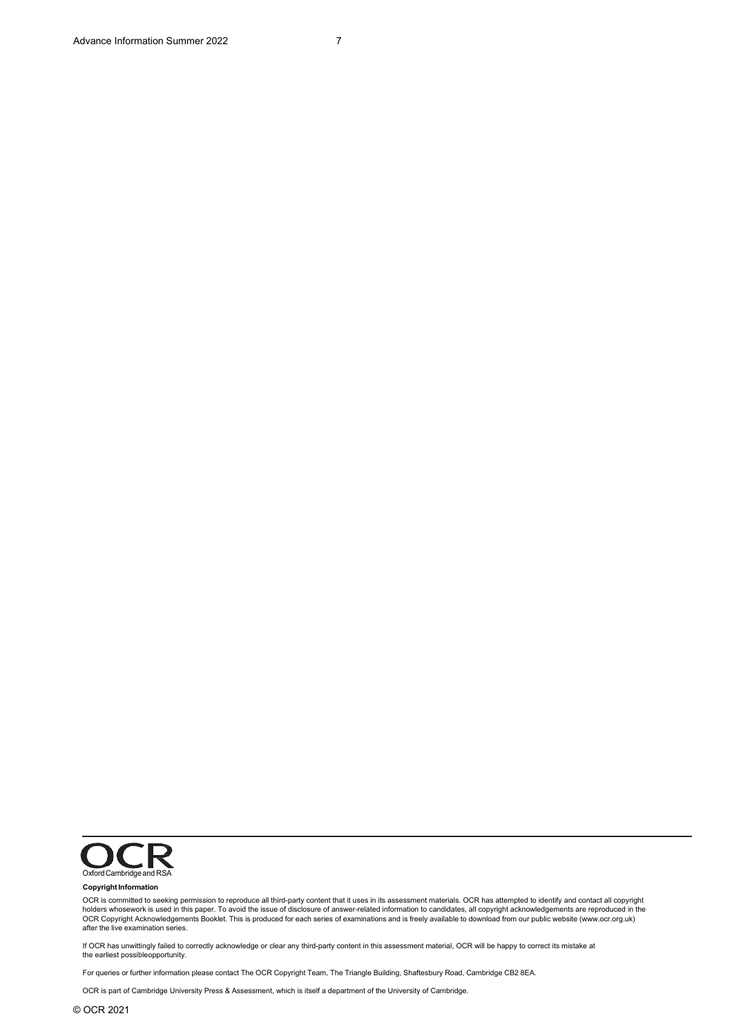OCR

Oxford Cambridge and RSA

**Copyright Information**

OCR is committed to seeking permission to reproduce all third-party content that it uses in its assessment materials. OCR has attempted to identify and contact all copyright holders whosework is used in this paper. To avoid the issue of disclosure of answer-related information to candidates, all copyright acknowledgements are reproduced in the OCR Copyright Acknowledgements Booklet. This is produced for each series of examinations and is freely available to download from our public website (www.ocr.org.uk) after the live examination series.

If OCR has unwittingly failed to correctly acknowledge or clear any third-party content in this assessment material, OCR will be happy to correct its mistake at the earliest possibleopportunity.

For queries or further information please contact The OCR Copyright Team, The Triangle Building, Shaftesbury Road, Cambridge CB2 8EA.

OCR is part of Cambridge University Press & Assessment, which is itself a department of the University of Cambridge.

© OCR 2021